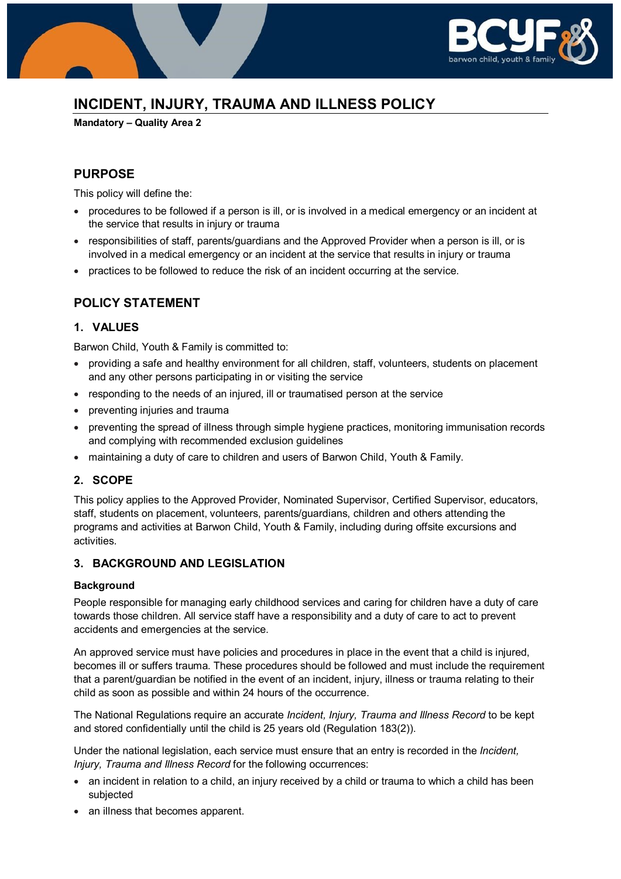# INCIDENT, INJURY, TRAUMA AND ILLNESS POLICY

**Mandatory – Quality Area 2**

## PURPOSE

This policy will define the:

- procedures to be followed if a person is ill, or is involved in a medical emergency or an incident at the service that results in injury or trauma
- responsibilities of staff, parents/guardians and the Approved Provider when a person is ill, or is involved in a medical emergency or an incident at the service that results in injury or trauma
- practices to be followed to reduce the risk of an incident occurring at the service.

## POLICY STATEMENT

### 1. VALUES

Barwon Child, Youth & Family is committed to:

- providing a safe and healthy environment for all children, staff, volunteers, students on placement and any other persons participating in or visiting the service
- responding to the needs of an injured, ill or traumatised person at the service
- preventing injuries and trauma
- preventing the spread of illness through simple hygiene practices, monitoring immunisation records and complying with recommended exclusion guidelines
- maintaining a duty of care to children and users of Barwon Child, Youth & Family.

### 2. SCOPE

This policy applies to the Approved Provider, Nominated Supervisor, Certified Supervisor, educators, staff, students on placement, volunteers, parents/guardians, children and others attending the programs and activities at Barwon Child, Youth & Family, including during offsite excursions and activities.

### 3. BACKGROUND AND LEGISLATION

#### Background

People responsible for managing early childhood services and caring for children have a duty of care towards those children. All service staff have a responsibility and a duty of care to act to prevent accidents and emergencies at the service.

An approved service must have policies and procedures in place in the event that a child is injured, becomes ill or suffers trauma. These procedures should be followed and must include the requirement that a parent/guardian be notified in the event of an incident, injury, illness or trauma relating to their child as soon as possible and within 24 hours of the occurrence.

The National Regulations require an accurate *Incident, Injury, Trauma and Illness Record* to be kept and stored confidentially until the child is 25 years old (Regulation 183(2)).

Under the national legislation, each service must ensure that an entry is recorded in the *Incident, Injury, Trauma and Illness Record* for the following occurrences:

- an incident in relation to a child, an injury received by a child or trauma to which a child has been subjected
- an illness that becomes apparent.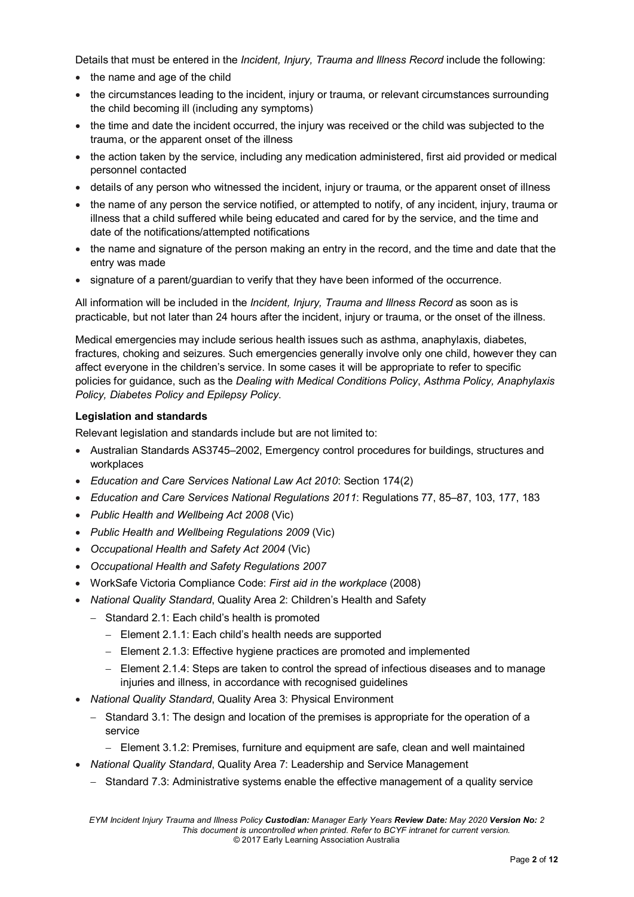Details that must be entered in the *Incident, Injury, Trauma and Illness Record* include the following:

- the name and age of the child
- the circumstances leading to the incident, injury or trauma, or relevant circumstances surrounding the child becoming ill (including any symptoms)
- the time and date the incident occurred, the injury was received or the child was subjected to the trauma, or the apparent onset of the illness
- the action taken by the service, including any medication administered, first aid provided or medical personnel contacted
- details of any person who witnessed the incident, injury or trauma, or the apparent onset of illness
- the name of any person the service notified, or attempted to notify, of any incident, injury, trauma or illness that a child suffered while being educated and cared for by the service, and the time and date of the notifications/attempted notifications
- the name and signature of the person making an entry in the record, and the time and date that the entry was made
- signature of a parent/guardian to verify that they have been informed of the occurrence.

All information will be included in the *Incident, Injury, Trauma and Illness Record* as soon as is practicable, but not later than 24 hours after the incident, injury or trauma, or the onset of the illness.

Medical emergencies may include serious health issues such as asthma, anaphylaxis, diabetes, fractures, choking and seizures. Such emergencies generally involve only one child, however they can affect everyone in the children's service. In some cases it will be appropriate to refer to specific policies for guidance, such as the *Dealing with Medical Conditions Policy*, *Asthma Policy, Anaphylaxis Policy, Diabetes Policy and Epilepsy Policy*.

**Legislation and standards**

Relevant legislation and standards include but are not limited to:

- Australian Standards AS3745–2002, Emergency control procedures for buildings, structures and workplaces
- *Education and Care Services National Law Act 2010*: Section 174(2)
- *Education and Care Services National Regulations 2011*: Regulations 77, 85–87, 103, 177, 183
- *Public Health and Wellbeing Act 2008* (Vic)
- *Public Health and Wellbeing Regulations 2009* (Vic)
- *Occupational Health and Safety Act 2004* (Vic)
- *Occupational Health and Safety Regulations 2007*
- WorkSafe Victoria Compliance Code: *First aid in the workplace* (2008)
- *National Quality Standard*, Quality Area 2: Children's Health and Safety
  - Standard 2.1: Each child's health is promoted
    - Element 2.1.1: Each child's health needs are supported
    - Element 2.1.3: Effective hygiene practices are promoted and implemented
    - Element 2.1.4: Steps are taken to control the spread of infectious diseases and to manage injuries and illness, in accordance with recognised guidelines
- *National Quality Standard*, Quality Area 3: Physical Environment
  - Standard 3.1: The design and location of the premises is appropriate for the operation of a service
    - Element 3.1.2: Premises, furniture and equipment are safe, clean and well maintained
- *National Quality Standard*, Quality Area 7: Leadership and Service Management
  - Standard 7.3: Administrative systems enable the effective management of a quality service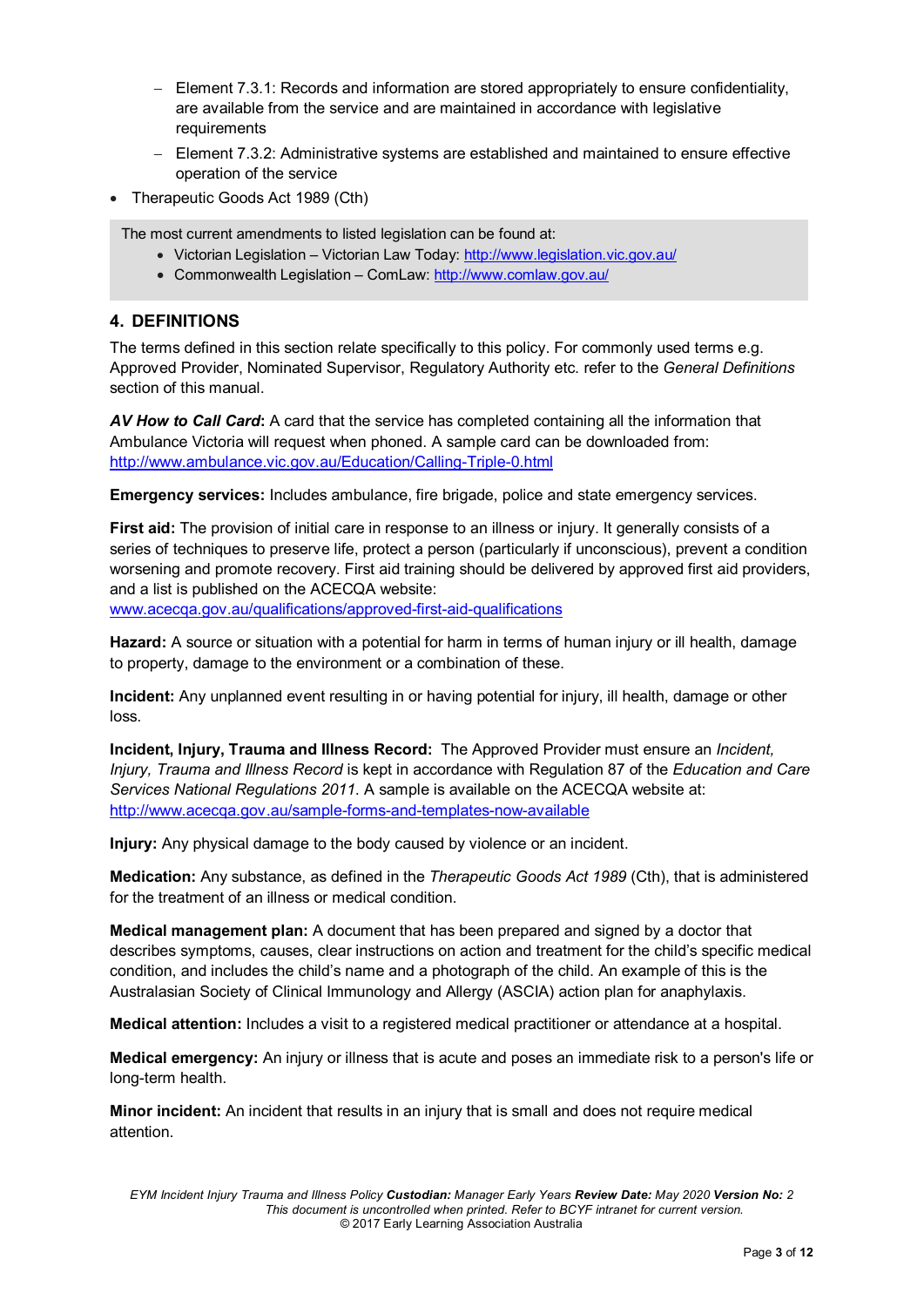- Element 7.3.1: Records and information are stored appropriately to ensure confidentiality, are available from the service and are maintained in accordance with legislative requirements
  - Element 7.3.2: Administrative systems are established and maintained to ensure effective operation of the service
- Therapeutic Goods Act 1989 (Cth)

> The most current amendments to listed legislation can be found at:
> - Victorian Legislation – Victorian Law Today: http://www.legislation.vic.gov.au/
> - Commonwealth Legislation – ComLaw: http://www.comlaw.gov.au/

## 4. DEFINITIONS

The terms defined in this section relate specifically to this policy. For commonly used terms e.g. Approved Provider, Nominated Supervisor, Regulatory Authority etc. refer to the *General Definitions* section of this manual.

***AV How to Call Card***: A card that the service has completed containing all the information that Ambulance Victoria will request when phoned. A sample card can be downloaded from: http://www.ambulance.vic.gov.au/Education/Calling-Triple-0.html

**Emergency services:** Includes ambulance, fire brigade, police and state emergency services.

**First aid:** The provision of initial care in response to an illness or injury. It generally consists of a series of techniques to preserve life, protect a person (particularly if unconscious), prevent a condition worsening and promote recovery. First aid training should be delivered by approved first aid providers, and a list is published on the ACECQA website: www.acecqa.gov.au/qualifications/approved-first-aid-qualifications

**Hazard:** A source or situation with a potential for harm in terms of human injury or ill health, damage to property, damage to the environment or a combination of these.

**Incident:** Any unplanned event resulting in or having potential for injury, ill health, damage or other loss.

**Incident, Injury, Trauma and Illness Record:** The Approved Provider must ensure an *Incident, Injury, Trauma and Illness Record* is kept in accordance with Regulation 87 of the *Education and Care Services National Regulations 2011.* A sample is available on the ACECQA website at: http://www.acecqa.gov.au/sample-forms-and-templates-now-available

**Injury:** Any physical damage to the body caused by violence or an incident.

**Medication:** Any substance, as defined in the *Therapeutic Goods Act 1989* (Cth), that is administered for the treatment of an illness or medical condition.

**Medical management plan:** A document that has been prepared and signed by a doctor that describes symptoms, causes, clear instructions on action and treatment for the child's specific medical condition, and includes the child's name and a photograph of the child. An example of this is the Australasian Society of Clinical Immunology and Allergy (ASCIA) action plan for anaphylaxis.

**Medical attention:** Includes a visit to a registered medical practitioner or attendance at a hospital.

**Medical emergency:** An injury or illness that is acute and poses an immediate risk to a person's life or long-term health.

**Minor incident:** An incident that results in an injury that is small and does not require medical attention.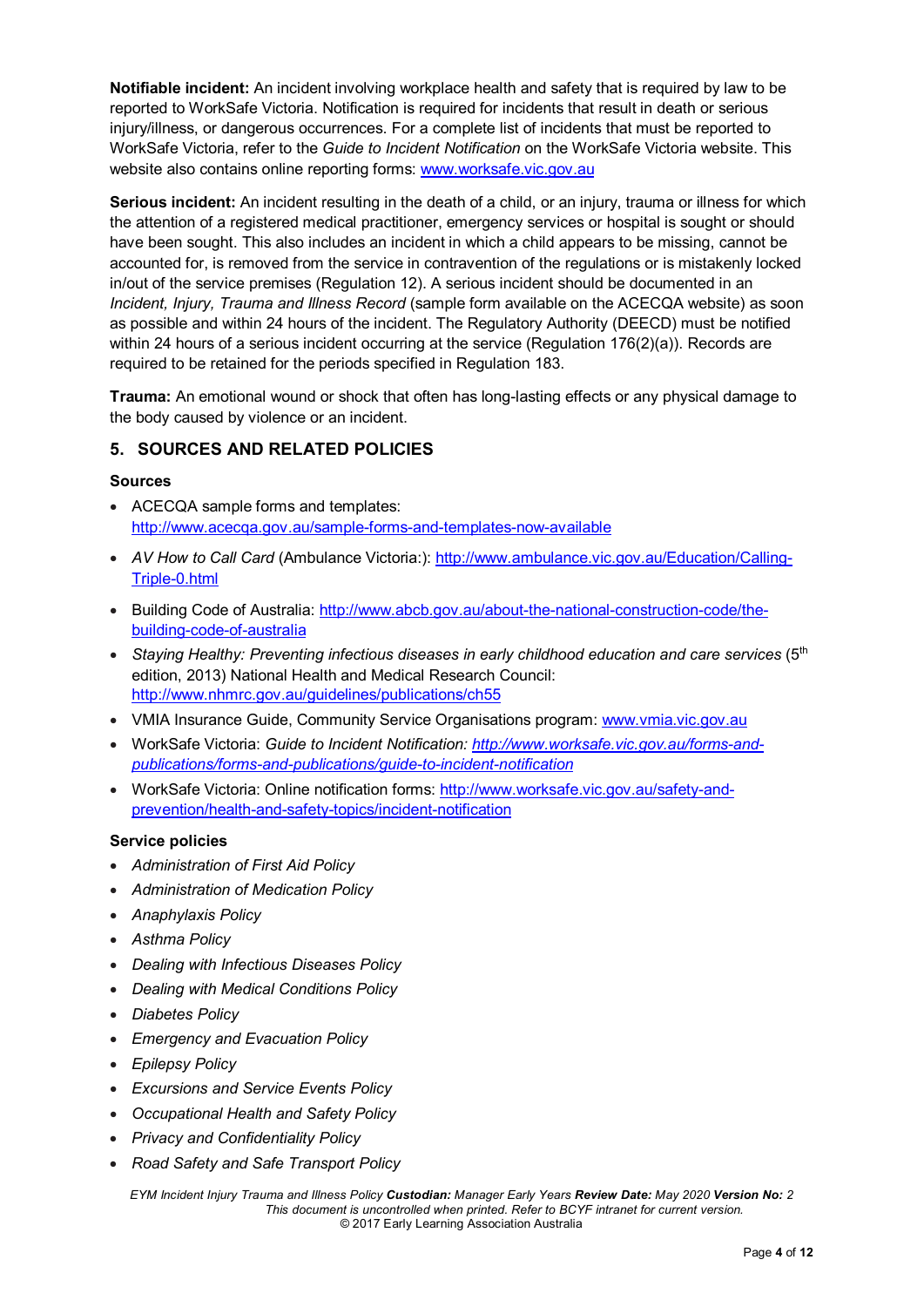**Notifiable incident:** An incident involving workplace health and safety that is required by law to be reported to WorkSafe Victoria. Notification is required for incidents that result in death or serious injury/illness, or dangerous occurrences. For a complete list of incidents that must be reported to WorkSafe Victoria, refer to the *Guide to Incident Notification* on the WorkSafe Victoria website. This website also contains online reporting forms: www.worksafe.vic.gov.au

**Serious incident:** An incident resulting in the death of a child, or an injury, trauma or illness for which the attention of a registered medical practitioner, emergency services or hospital is sought or should have been sought. This also includes an incident in which a child appears to be missing, cannot be accounted for, is removed from the service in contravention of the regulations or is mistakenly locked in/out of the service premises (Regulation 12). A serious incident should be documented in an *Incident, Injury, Trauma and Illness Record* (sample form available on the ACECQA website) as soon as possible and within 24 hours of the incident. The Regulatory Authority (DEECD) must be notified within 24 hours of a serious incident occurring at the service (Regulation 176(2)(a)). Records are required to be retained for the periods specified in Regulation 183.

**Trauma:** An emotional wound or shock that often has long-lasting effects or any physical damage to the body caused by violence or an incident.

## 5. SOURCES AND RELATED POLICIES

### Sources

- ACECQA sample forms and templates: http://www.acecqa.gov.au/sample-forms-and-templates-now-available
- *AV How to Call Card* (Ambulance Victoria:): http://www.ambulance.vic.gov.au/Education/Calling-Triple-0.html
- Building Code of Australia: http://www.abcb.gov.au/about-the-national-construction-code/the-building-code-of-australia
- *Staying Healthy: Preventing infectious diseases in early childhood education and care services* (5th edition, 2013) National Health and Medical Research Council: http://www.nhmrc.gov.au/guidelines/publications/ch55
- VMIA Insurance Guide, Community Service Organisations program: www.vmia.vic.gov.au
- WorkSafe Victoria: *Guide to Incident Notification: http://www.worksafe.vic.gov.au/forms-and-publications/forms-and-publications/guide-to-incident-notification*
- WorkSafe Victoria: Online notification forms: http://www.worksafe.vic.gov.au/safety-and-prevention/health-and-safety-topics/incident-notification

### Service policies

- *Administration of First Aid Policy*
- *Administration of Medication Policy*
- *Anaphylaxis Policy*
- *Asthma Policy*
- *Dealing with Infectious Diseases Policy*
- *Dealing with Medical Conditions Policy*
- *Diabetes Policy*
- *Emergency and Evacuation Policy*
- *Epilepsy Policy*
- *Excursions and Service Events Policy*
- *Occupational Health and Safety Policy*
- *Privacy and Confidentiality Policy*
- *Road Safety and Safe Transport Policy*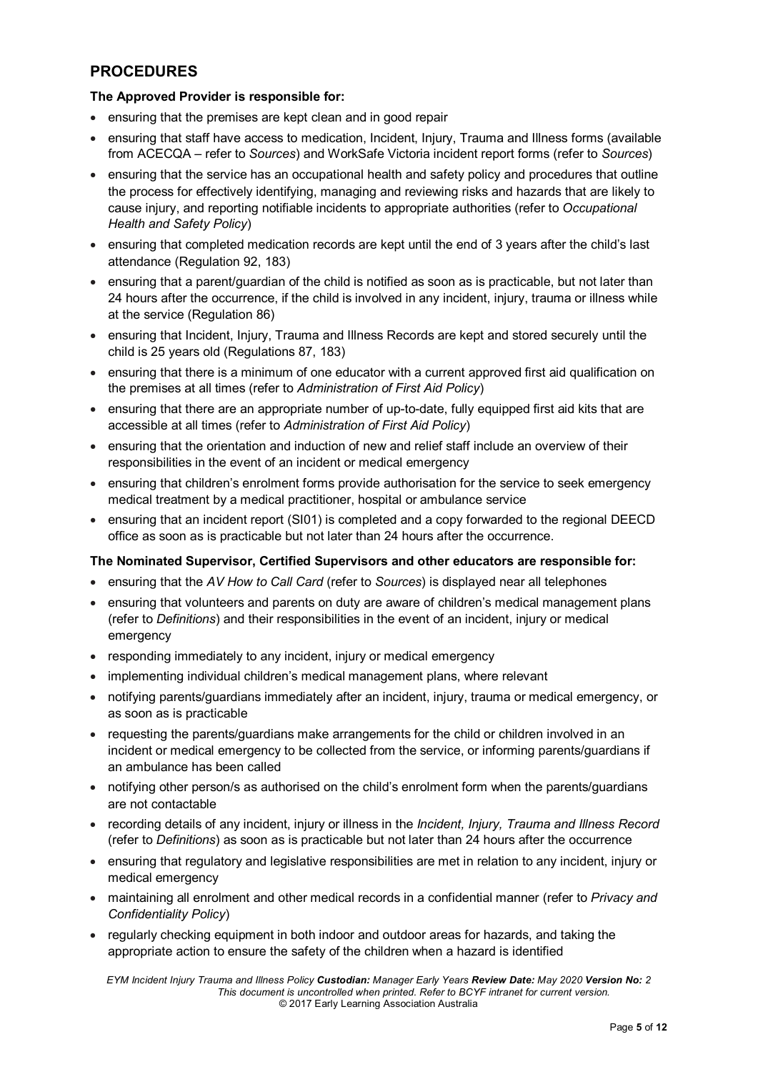## PROCEDURES

**The Approved Provider is responsible for:**

- ensuring that the premises are kept clean and in good repair
- ensuring that staff have access to medication, Incident, Injury, Trauma and Illness forms (available from ACECQA – refer to *Sources*) and WorkSafe Victoria incident report forms (refer to *Sources*)
- ensuring that the service has an occupational health and safety policy and procedures that outline the process for effectively identifying, managing and reviewing risks and hazards that are likely to cause injury, and reporting notifiable incidents to appropriate authorities (refer to *Occupational Health and Safety Policy*)
- ensuring that completed medication records are kept until the end of 3 years after the child's last attendance (Regulation 92, 183)
- ensuring that a parent/guardian of the child is notified as soon as is practicable, but not later than 24 hours after the occurrence, if the child is involved in any incident, injury, trauma or illness while at the service (Regulation 86)
- ensuring that Incident, Injury, Trauma and Illness Records are kept and stored securely until the child is 25 years old (Regulations 87, 183)
- ensuring that there is a minimum of one educator with a current approved first aid qualification on the premises at all times (refer to *Administration of First Aid Policy*)
- ensuring that there are an appropriate number of up-to-date, fully equipped first aid kits that are accessible at all times (refer to *Administration of First Aid Policy*)
- ensuring that the orientation and induction of new and relief staff include an overview of their responsibilities in the event of an incident or medical emergency
- ensuring that children's enrolment forms provide authorisation for the service to seek emergency medical treatment by a medical practitioner, hospital or ambulance service
- ensuring that an incident report (SI01) is completed and a copy forwarded to the regional DEECD office as soon as is practicable but not later than 24 hours after the occurrence.

**The Nominated Supervisor, Certified Supervisors and other educators are responsible for:**

- ensuring that the *AV How to Call Card* (refer to *Sources*) is displayed near all telephones
- ensuring that volunteers and parents on duty are aware of children's medical management plans (refer to *Definitions*) and their responsibilities in the event of an incident, injury or medical emergency
- responding immediately to any incident, injury or medical emergency
- implementing individual children's medical management plans, where relevant
- notifying parents/guardians immediately after an incident, injury, trauma or medical emergency, or as soon as is practicable
- requesting the parents/guardians make arrangements for the child or children involved in an incident or medical emergency to be collected from the service, or informing parents/guardians if an ambulance has been called
- notifying other person/s as authorised on the child's enrolment form when the parents/guardians are not contactable
- recording details of any incident, injury or illness in the *Incident, Injury, Trauma and Illness Record* (refer to *Definitions*) as soon as is practicable but not later than 24 hours after the occurrence
- ensuring that regulatory and legislative responsibilities are met in relation to any incident, injury or medical emergency
- maintaining all enrolment and other medical records in a confidential manner (refer to *Privacy and Confidentiality Policy*)
- regularly checking equipment in both indoor and outdoor areas for hazards, and taking the appropriate action to ensure the safety of the children when a hazard is identified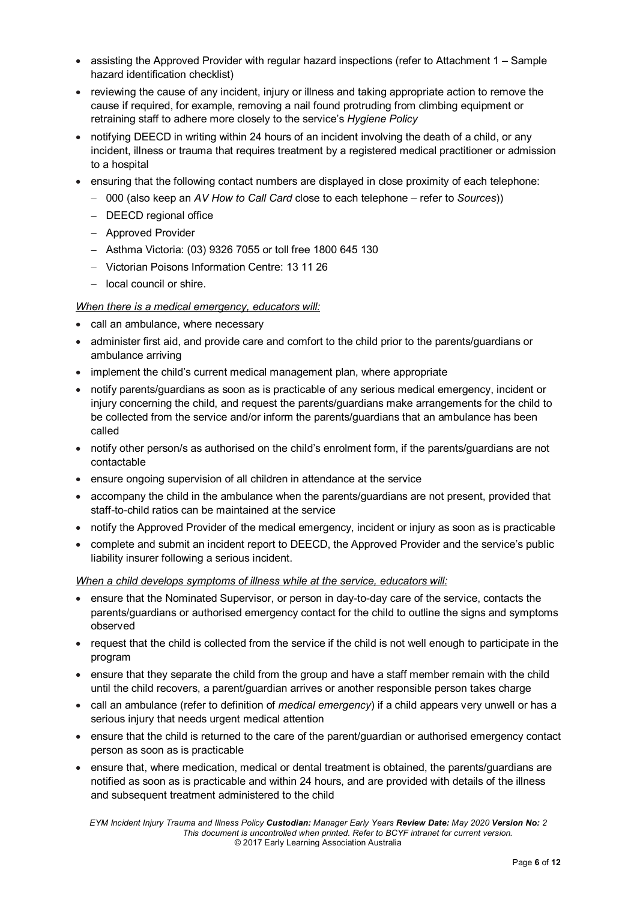- assisting the Approved Provider with regular hazard inspections (refer to Attachment 1 – Sample hazard identification checklist)
- reviewing the cause of any incident, injury or illness and taking appropriate action to remove the cause if required, for example, removing a nail found protruding from climbing equipment or retraining staff to adhere more closely to the service's *Hygiene Policy*
- notifying DEECD in writing within 24 hours of an incident involving the death of a child, or any incident, illness or trauma that requires treatment by a registered medical practitioner or admission to a hospital
- ensuring that the following contact numbers are displayed in close proximity of each telephone:
  - 000 (also keep an *AV How to Call Card* close to each telephone – refer to *Sources*))
  - DEECD regional office
  - Approved Provider
  - Asthma Victoria: (03) 9326 7055 or toll free 1800 645 130
  - Victorian Poisons Information Centre: 13 11 26
  - local council or shire.

*When there is a medical emergency, educators will:*

- call an ambulance, where necessary
- administer first aid, and provide care and comfort to the child prior to the parents/guardians or ambulance arriving
- implement the child's current medical management plan, where appropriate
- notify parents/guardians as soon as is practicable of any serious medical emergency, incident or injury concerning the child, and request the parents/guardians make arrangements for the child to be collected from the service and/or inform the parents/guardians that an ambulance has been called
- notify other person/s as authorised on the child's enrolment form, if the parents/guardians are not contactable
- ensure ongoing supervision of all children in attendance at the service
- accompany the child in the ambulance when the parents/guardians are not present, provided that staff-to-child ratios can be maintained at the service
- notify the Approved Provider of the medical emergency, incident or injury as soon as is practicable
- complete and submit an incident report to DEECD, the Approved Provider and the service's public liability insurer following a serious incident.

*When a child develops symptoms of illness while at the service, educators will:*

- ensure that the Nominated Supervisor, or person in day-to-day care of the service, contacts the parents/guardians or authorised emergency contact for the child to outline the signs and symptoms observed
- request that the child is collected from the service if the child is not well enough to participate in the program
- ensure that they separate the child from the group and have a staff member remain with the child until the child recovers, a parent/guardian arrives or another responsible person takes charge
- call an ambulance (refer to definition of *medical emergency*) if a child appears very unwell or has a serious injury that needs urgent medical attention
- ensure that the child is returned to the care of the parent/guardian or authorised emergency contact person as soon as is practicable
- ensure that, where medication, medical or dental treatment is obtained, the parents/guardians are notified as soon as is practicable and within 24 hours, and are provided with details of the illness and subsequent treatment administered to the child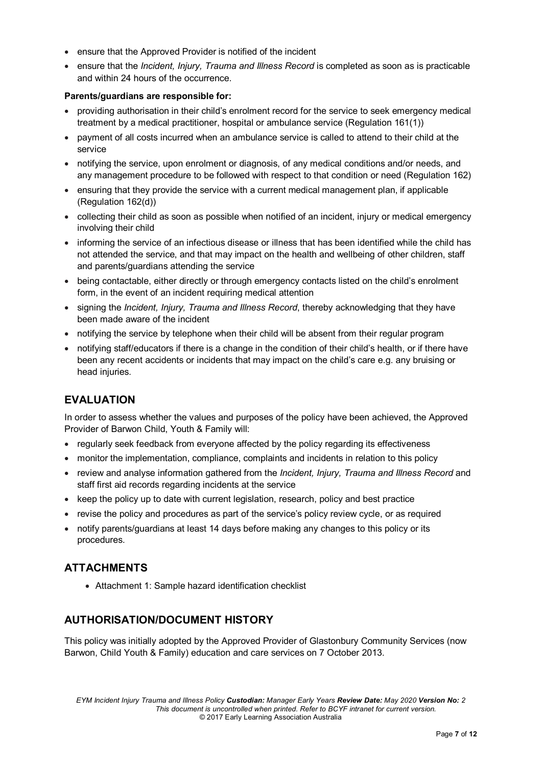- ensure that the Approved Provider is notified of the incident
- ensure that the *Incident, Injury, Trauma and Illness Record* is completed as soon as is practicable and within 24 hours of the occurrence.

**Parents/guardians are responsible for:**

- providing authorisation in their child's enrolment record for the service to seek emergency medical treatment by a medical practitioner, hospital or ambulance service (Regulation 161(1))
- payment of all costs incurred when an ambulance service is called to attend to their child at the service
- notifying the service, upon enrolment or diagnosis, of any medical conditions and/or needs, and any management procedure to be followed with respect to that condition or need (Regulation 162)
- ensuring that they provide the service with a current medical management plan, if applicable (Regulation 162(d))
- collecting their child as soon as possible when notified of an incident, injury or medical emergency involving their child
- informing the service of an infectious disease or illness that has been identified while the child has not attended the service, and that may impact on the health and wellbeing of other children, staff and parents/guardians attending the service
- being contactable, either directly or through emergency contacts listed on the child's enrolment form, in the event of an incident requiring medical attention
- signing the *Incident, Injury, Trauma and Illness Record*, thereby acknowledging that they have been made aware of the incident
- notifying the service by telephone when their child will be absent from their regular program
- notifying staff/educators if there is a change in the condition of their child's health, or if there have been any recent accidents or incidents that may impact on the child's care e.g. any bruising or head injuries.

## EVALUATION

In order to assess whether the values and purposes of the policy have been achieved, the Approved Provider of Barwon Child, Youth & Family will:

- regularly seek feedback from everyone affected by the policy regarding its effectiveness
- monitor the implementation, compliance, complaints and incidents in relation to this policy
- review and analyse information gathered from the *Incident, Injury, Trauma and Illness Record* and staff first aid records regarding incidents at the service
- keep the policy up to date with current legislation, research, policy and best practice
- revise the policy and procedures as part of the service's policy review cycle, or as required
- notify parents/guardians at least 14 days before making any changes to this policy or its procedures.

## ATTACHMENTS

- Attachment 1: Sample hazard identification checklist

## AUTHORISATION/DOCUMENT HISTORY

This policy was initially adopted by the Approved Provider of Glastonbury Community Services (now Barwon, Child Youth & Family) education and care services on 7 October 2013.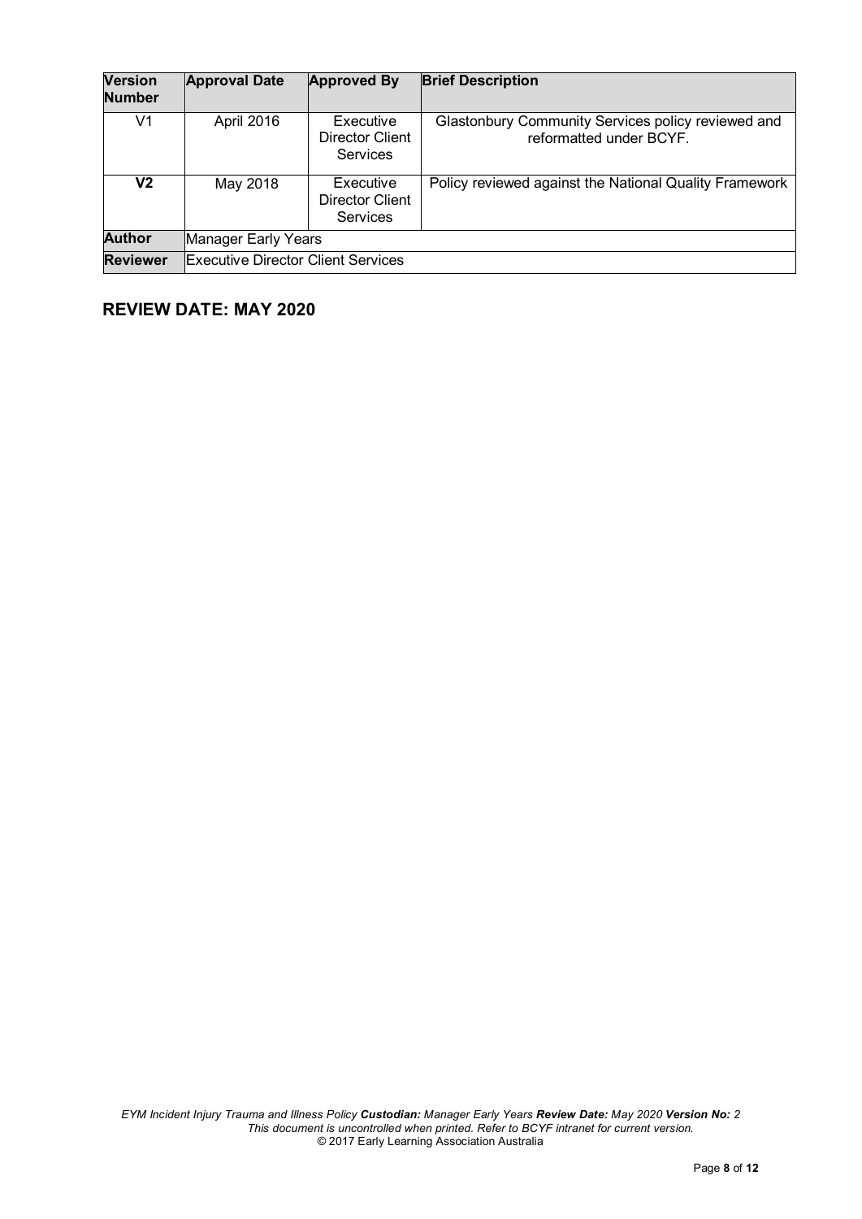| Version Number | Approval Date | Approved By | Brief Description |
|---|---|---|---|
| V1 | April 2016 | Executive Director Client Services | Glastonbury Community Services policy reviewed and reformatted under BCYF. |
| **V2** | May 2018 | Executive Director Client Services | Policy reviewed against the National Quality Framework |
| **Author** | Manager Early Years | | |
| **Reviewer** | Executive Director Client Services | | |

## REVIEW DATE: MAY 2020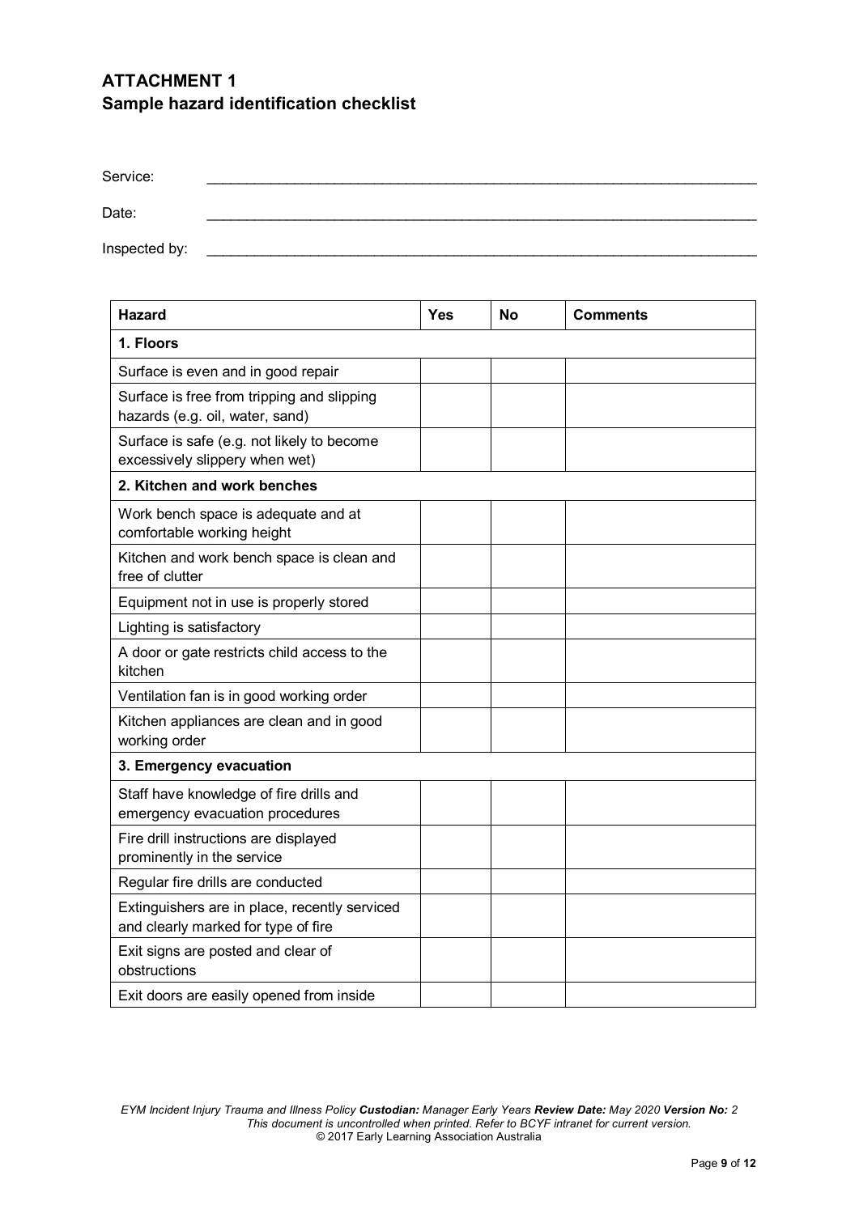## ATTACHMENT 1
## Sample hazard identification checklist

Service: ____________________

Date: ____________________

Inspected by: ____________________

| Hazard | Yes | No | Comments |
|---|---|---|---|
| **1. Floors** | | | |
| Surface is even and in good repair | | | |
| Surface is free from tripping and slipping hazards (e.g. oil, water, sand) | | | |
| Surface is safe (e.g. not likely to become excessively slippery when wet) | | | |
| **2. Kitchen and work benches** | | | |
| Work bench space is adequate and at comfortable working height | | | |
| Kitchen and work bench space is clean and free of clutter | | | |
| Equipment not in use is properly stored | | | |
| Lighting is satisfactory | | | |
| A door or gate restricts child access to the kitchen | | | |
| Ventilation fan is in good working order | | | |
| Kitchen appliances are clean and in good working order | | | |
| **3. Emergency evacuation** | | | |
| Staff have knowledge of fire drills and emergency evacuation procedures | | | |
| Fire drill instructions are displayed prominently in the service | | | |
| Regular fire drills are conducted | | | |
| Extinguishers are in place, recently serviced and clearly marked for type of fire | | | |
| Exit signs are posted and clear of obstructions | | | |
| Exit doors are easily opened from inside | | | |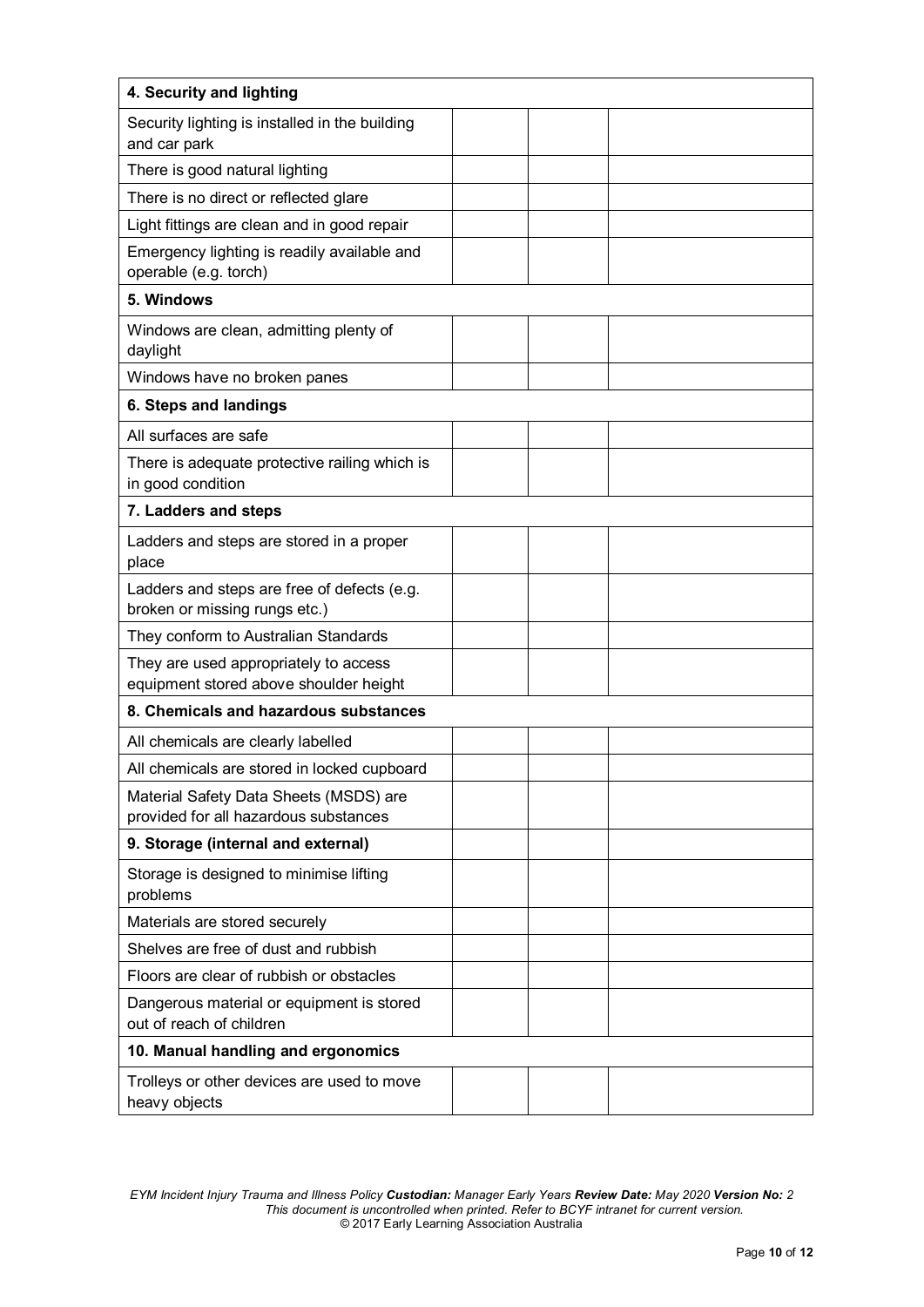| **4. Security and lighting** | | | |
|---|---|---|---|
| Security lighting is installed in the building and car park | | | |
| There is good natural lighting | | | |
| There is no direct or reflected glare | | | |
| Light fittings are clean and in good repair | | | |
| Emergency lighting is readily available and operable (e.g. torch) | | | |
| **5. Windows** | | | |
| Windows are clean, admitting plenty of daylight | | | |
| Windows have no broken panes | | | |
| **6. Steps and landings** | | | |
| All surfaces are safe | | | |
| There is adequate protective railing which is in good condition | | | |
| **7. Ladders and steps** | | | |
| Ladders and steps are stored in a proper place | | | |
| Ladders and steps are free of defects (e.g. broken or missing rungs etc.) | | | |
| They conform to Australian Standards | | | |
| They are used appropriately to access equipment stored above shoulder height | | | |
| **8. Chemicals and hazardous substances** | | | |
| All chemicals are clearly labelled | | | |
| All chemicals are stored in locked cupboard | | | |
| Material Safety Data Sheets (MSDS) are provided for all hazardous substances | | | |
| **9. Storage (internal and external)** | | | |
| Storage is designed to minimise lifting problems | | | |
| Materials are stored securely | | | |
| Shelves are free of dust and rubbish | | | |
| Floors are clear of rubbish or obstacles | | | |
| Dangerous material or equipment is stored out of reach of children | | | |
| **10. Manual handling and ergonomics** | | | |
| Trolleys or other devices are used to move heavy objects | | | |

*EYM Incident Injury Trauma and Illness Policy* ***Custodian:*** *Manager Early Years* ***Review Date:*** *May 2020* ***Version No:*** *2*
*This document is uncontrolled when printed. Refer to BCYF intranet for current version.*
© 2017 Early Learning Association Australia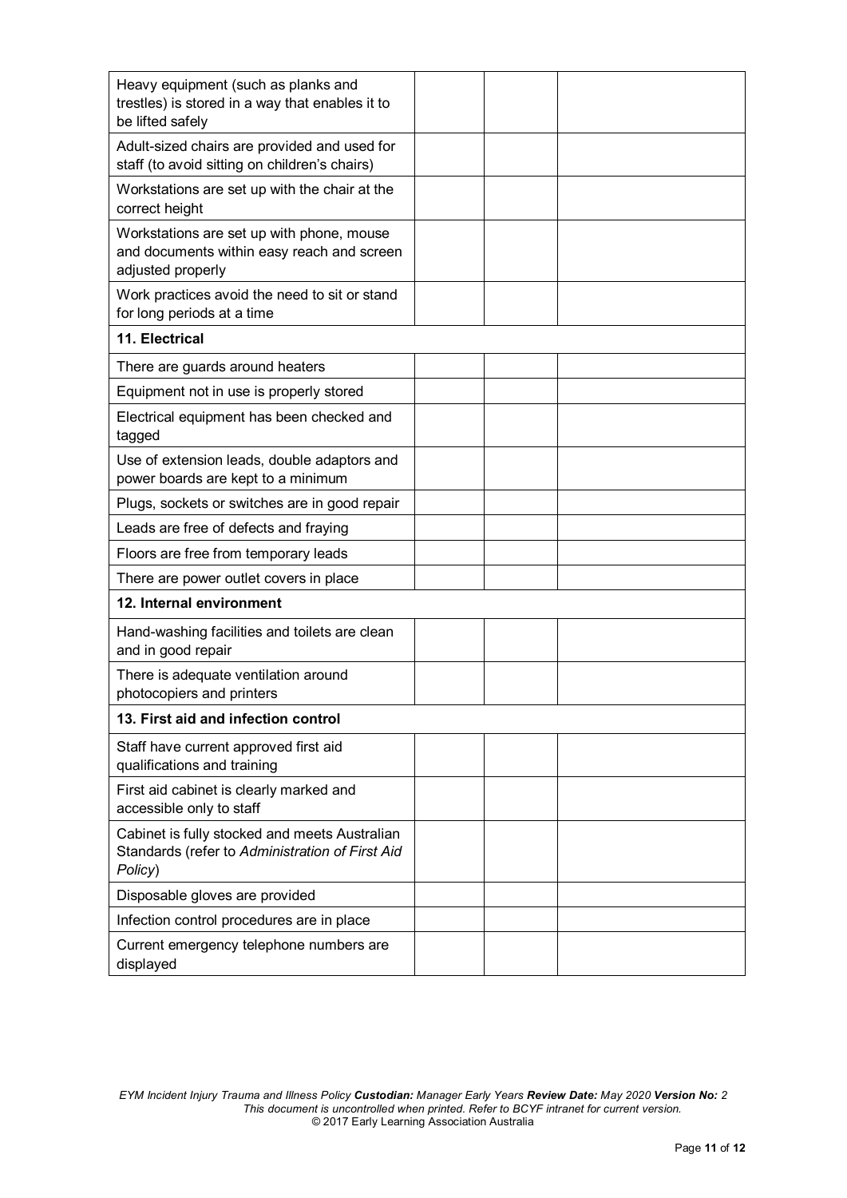| | | | |
|---|---|---|---|
| Heavy equipment (such as planks and trestles) is stored in a way that enables it to be lifted safely | | | |
| Adult-sized chairs are provided and used for staff (to avoid sitting on children's chairs) | | | |
| Workstations are set up with the chair at the correct height | | | |
| Workstations are set up with phone, mouse and documents within easy reach and screen adjusted properly | | | |
| Work practices avoid the need to sit or stand for long periods at a time | | | |
| **11. Electrical** | | | |
| There are guards around heaters | | | |
| Equipment not in use is properly stored | | | |
| Electrical equipment has been checked and tagged | | | |
| Use of extension leads, double adaptors and power boards are kept to a minimum | | | |
| Plugs, sockets or switches are in good repair | | | |
| Leads are free of defects and fraying | | | |
| Floors are free from temporary leads | | | |
| There are power outlet covers in place | | | |
| **12. Internal environment** | | | |
| Hand-washing facilities and toilets are clean and in good repair | | | |
| There is adequate ventilation around photocopiers and printers | | | |
| **13. First aid and infection control** | | | |
| Staff have current approved first aid qualifications and training | | | |
| First aid cabinet is clearly marked and accessible only to staff | | | |
| Cabinet is fully stocked and meets Australian Standards (refer to *Administration of First Aid Policy*) | | | |
| Disposable gloves are provided | | | |
| Infection control procedures are in place | | | |
| Current emergency telephone numbers are displayed | | | |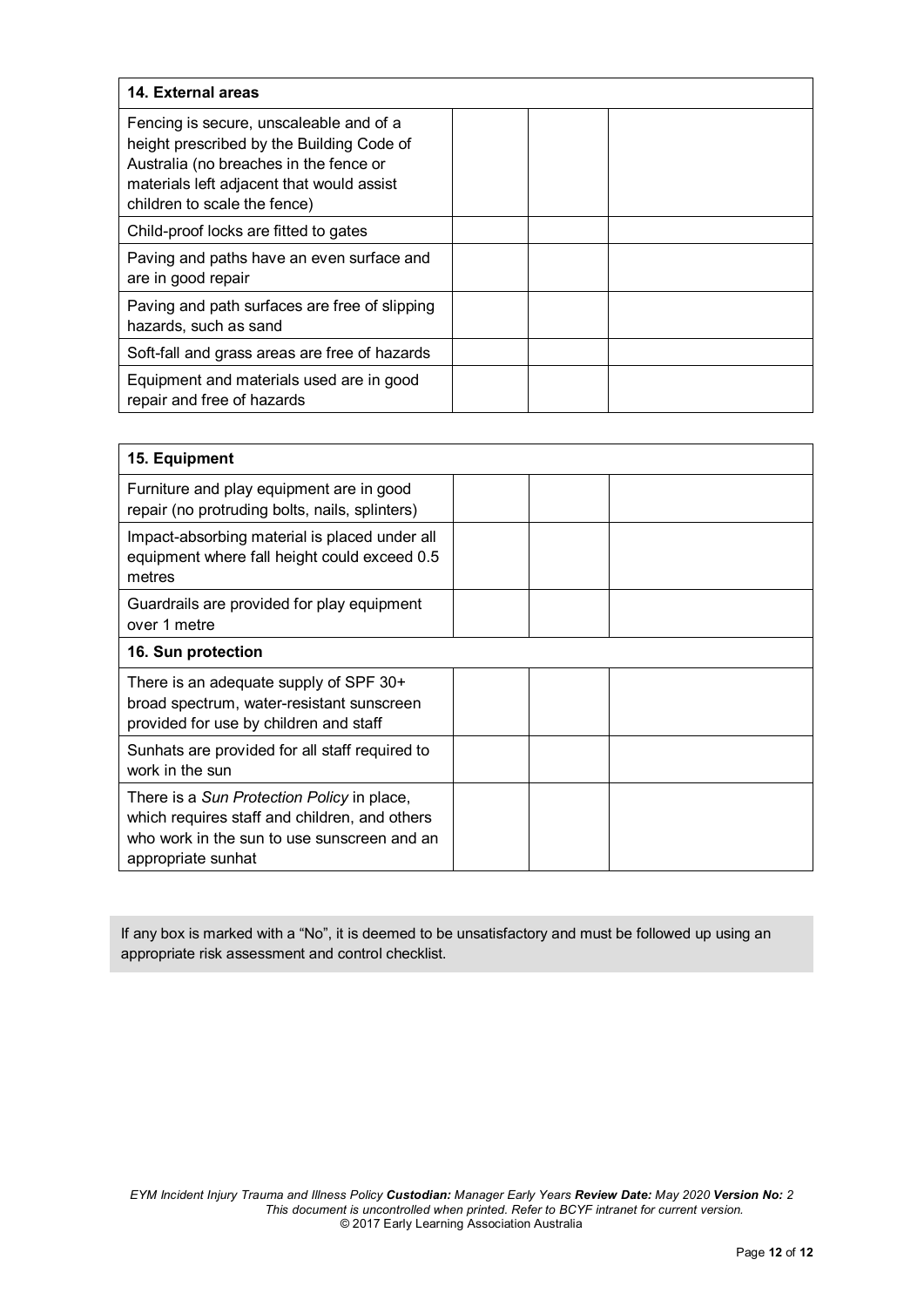| 14. External areas | | | |
|---|---|---|---|
| Fencing is secure, unscaleable and of a height prescribed by the Building Code of Australia (no breaches in the fence or materials left adjacent that would assist children to scale the fence) | | | |
| Child-proof locks are fitted to gates | | | |
| Paving and paths have an even surface and are in good repair | | | |
| Paving and path surfaces are free of slipping hazards, such as sand | | | |
| Soft-fall and grass areas are free of hazards | | | |
| Equipment and materials used are in good repair and free of hazards | | | |

| 15. Equipment | | | |
|---|---|---|---|
| Furniture and play equipment are in good repair (no protruding bolts, nails, splinters) | | | |
| Impact-absorbing material is placed under all equipment where fall height could exceed 0.5 metres | | | |
| Guardrails are provided for play equipment over 1 metre | | | |
| **16. Sun protection** | | | |
| There is an adequate supply of SPF 30+ broad spectrum, water-resistant sunscreen provided for use by children and staff | | | |
| Sunhats are provided for all staff required to work in the sun | | | |
| There is a *Sun Protection Policy* in place, which requires staff and children, and others who work in the sun to use sunscreen and an appropriate sunhat | | | |

If any box is marked with a "No", it is deemed to be unsatisfactory and must be followed up using an appropriate risk assessment and control checklist.